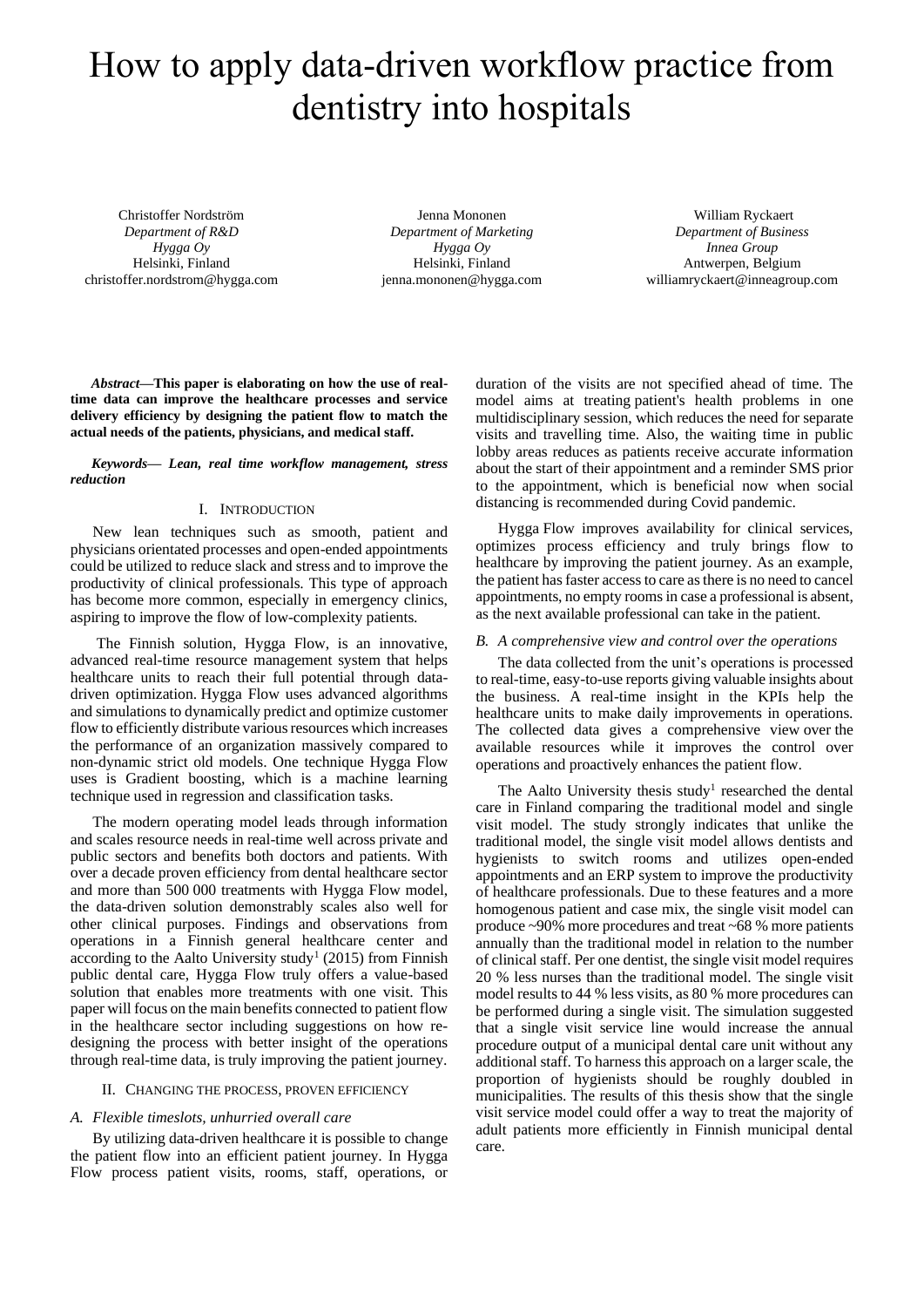# How to apply data-driven workflow practice from dentistry into hospitals

Christoffer Nordström
*Department of R&D*
*Hygga Oy*
Helsinki, Finland
christoffer.nordstrom@hygga.com

Jenna Mononen
*Department of Marketing*
*Hygga Oy*
Helsinki, Finland
jenna.mononen@hygga.com

William Ryckaert
*Department of Business*
*Innea Group*
Antwerpen, Belgium
williamryckaert@inneagroup.com

***Abstract*—This paper is elaborating on how the use of real-time data can improve the healthcare processes and service delivery efficiency by designing the patient flow to match the actual needs of the patients, physicians, and medical staff.**

***Keywords*— Lean, real time workflow management, stress reduction**

## I. Introduction

New lean techniques such as smooth, patient and physicians orientated processes and open-ended appointments could be utilized to reduce slack and stress and to improve the productivity of clinical professionals. This type of approach has become more common, especially in emergency clinics, aspiring to improve the flow of low-complexity patients.

The Finnish solution, Hygga Flow, is an innovative, advanced real-time resource management system that helps healthcare units to reach their full potential through data-driven optimization. Hygga Flow uses advanced algorithms and simulations to dynamically predict and optimize customer flow to efficiently distribute various resources which increases the performance of an organization massively compared to non-dynamic strict old models. One technique Hygga Flow uses is Gradient boosting, which is a machine learning technique used in regression and classification tasks.

The modern operating model leads through information and scales resource needs in real-time well across private and public sectors and benefits both doctors and patients. With over a decade proven efficiency from dental healthcare sector and more than 500 000 treatments with Hygga Flow model, the data-driven solution demonstrably scales also well for other clinical purposes. Findings and observations from operations in a Finnish general healthcare center and according to the Aalto University study[1] (2015) from Finnish public dental care, Hygga Flow truly offers a value-based solution that enables more treatments with one visit. This paper will focus on the main benefits connected to patient flow in the healthcare sector including suggestions on how re-designing the process with better insight of the operations through real-time data, is truly improving the patient journey.

## II. Changing the process, proven efficiency

### *A. Flexible timeslots, unhurried overall care*

By utilizing data-driven healthcare it is possible to change the patient flow into an efficient patient journey. In Hygga Flow process patient visits, rooms, staff, operations, or duration of the visits are not specified ahead of time. The model aims at treating patient's health problems in one multidisciplinary session, which reduces the need for separate visits and travelling time. Also, the waiting time in public lobby areas reduces as patients receive accurate information about the start of their appointment and a reminder SMS prior to the appointment, which is beneficial now when social distancing is recommended during Covid pandemic.

Hygga Flow improves availability for clinical services, optimizes process efficiency and truly brings flow to healthcare by improving the patient journey. As an example, the patient has faster access to care as there is no need to cancel appointments, no empty rooms in case a professional is absent, as the next available professional can take in the patient.

### *B. A comprehensive view and control over the operations*

The data collected from the unit's operations is processed to real-time, easy-to-use reports giving valuable insights about the business. A real-time insight in the KPIs help the healthcare units to make daily improvements in operations. The collected data gives a comprehensive view over the available resources while it improves the control over operations and proactively enhances the patient flow.

The Aalto University thesis study[1] researched the dental care in Finland comparing the traditional model and single visit model. The study strongly indicates that unlike the traditional model, the single visit model allows dentists and hygienists to switch rooms and utilizes open-ended appointments and an ERP system to improve the productivity of healthcare professionals. Due to these features and a more homogenous patient and case mix, the single visit model can produce ~90% more procedures and treat ~68 % more patients annually than the traditional model in relation to the number of clinical staff. Per one dentist, the single visit model requires 20 % less nurses than the traditional model. The single visit model results to 44 % less visits, as 80 % more procedures can be performed during a single visit. The simulation suggested that a single visit service line would increase the annual procedure output of a municipal dental care unit without any additional staff. To harness this approach on a larger scale, the proportion of hygienists should be roughly doubled in municipalities. The results of this thesis show that the single visit service model could offer a way to treat the majority of adult patients more efficiently in Finnish municipal dental care.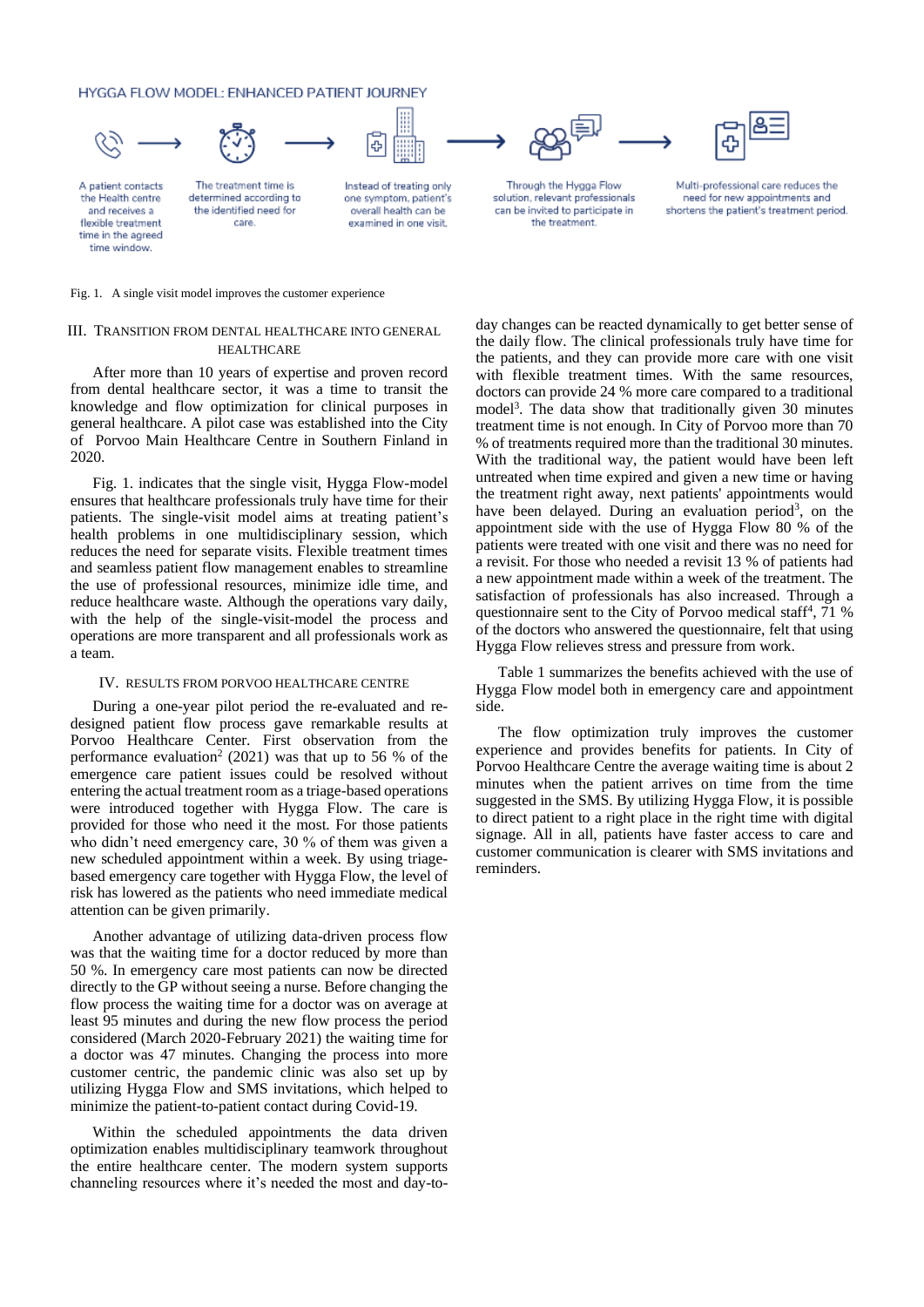HYGGA FLOW MODEL: ENHANCED PATIENT JOURNEY

A patient contacts the Health centre and receives a flexible treatment time in the agreed time window. → The treatment time is determined according to the identified need for care. → Instead of treating only one symptom, patient's overall health can be examined in one visit. → Through the Hygga Flow solution, relevant professionals can be invited to participate in the treatment. → Multi-professional care reduces the need for new appointments and shortens the patient's treatment period.

Fig. 1. A single visit model improves the customer experience

## III. Transition from Dental Healthcare into General Healthcare

After more than 10 years of expertise and proven record from dental healthcare sector, it was a time to transit the knowledge and flow optimization for clinical purposes in general healthcare. A pilot case was established into the City of Porvoo Main Healthcare Centre in Southern Finland in 2020.

Fig. 1. indicates that the single visit, Hygga Flow-model ensures that healthcare professionals truly have time for their patients. The single-visit model aims at treating patient's health problems in one multidisciplinary session, which reduces the need for separate visits. Flexible treatment times and seamless patient flow management enables to streamline the use of professional resources, minimize idle time, and reduce healthcare waste. Although the operations vary daily, with the help of the single-visit-model the process and operations are more transparent and all professionals work as a team.

## IV. Results from Porvoo Healthcare Centre

During a one-year pilot period the re-evaluated and re-designed patient flow process gave remarkable results at Porvoo Healthcare Center. First observation from the performance evaluation[2] (2021) was that up to 56 % of the emergence care patient issues could be resolved without entering the actual treatment room as a triage-based operations were introduced together with Hygga Flow. The care is provided for those who need it the most. For those patients who didn't need emergency care, 30 % of them was given a new scheduled appointment within a week. By using triage-based emergency care together with Hygga Flow, the level of risk has lowered as the patients who need immediate medical attention can be given primarily.

Another advantage of utilizing data-driven process flow was that the waiting time for a doctor reduced by more than 50 %. In emergency care most patients can now be directed directly to the GP without seeing a nurse. Before changing the flow process the waiting time for a doctor was on average at least 95 minutes and during the new flow process the period considered (March 2020-February 2021) the waiting time for a doctor was 47 minutes. Changing the process into more customer centric, the pandemic clinic was also set up by utilizing Hygga Flow and SMS invitations, which helped to minimize the patient-to-patient contact during Covid-19.

Within the scheduled appointments the data driven optimization enables multidisciplinary teamwork throughout the entire healthcare center. The modern system supports channeling resources where it's needed the most and day-to-day changes can be reacted dynamically to get better sense of the daily flow. The clinical professionals truly have time for the patients, and they can provide more care with one visit with flexible treatment times. With the same resources, doctors can provide 24 % more care compared to a traditional model[3]. The data show that traditionally given 30 minutes treatment time is not enough. In City of Porvoo more than 70 % of treatments required more than the traditional 30 minutes. With the traditional way, the patient would have been left untreated when time expired and given a new time or having the treatment right away, next patients' appointments would have been delayed. During an evaluation period[3], on the appointment side with the use of Hygga Flow 80 % of the patients were treated with one visit and there was no need for a revisit. For those who needed a revisit 13 % of patients had a new appointment made within a week of the treatment. The satisfaction of professionals has also increased. Through a questionnaire sent to the City of Porvoo medical staff[4], 71 % of the doctors who answered the questionnaire, felt that using Hygga Flow relieves stress and pressure from work.

Table 1 summarizes the benefits achieved with the use of Hygga Flow model both in emergency care and appointment side.

The flow optimization truly improves the customer experience and provides benefits for patients. In City of Porvoo Healthcare Centre the average waiting time is about 2 minutes when the patient arrives on time from the time suggested in the SMS. By utilizing Hygga Flow, it is possible to direct patient to a right place in the right time with digital signage. All in all, patients have faster access to care and customer communication is clearer with SMS invitations and reminders.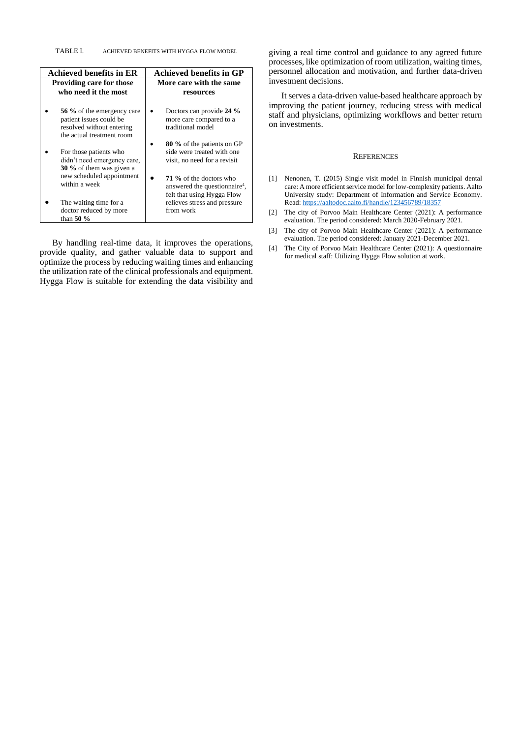TABLE I. ACHIEVED BENEFITS WITH HYGGA FLOW MODEL

| Achieved benefits in ER | Achieved benefits in GP |
|---|---|
| **Providing care for those who need it the most** | **More care with the same resources** |
| • **56 %** of the emergency care patient issues could be resolved without entering the actual treatment room | • Doctors can provide **24 %** more care compared to a traditional model |
| • For those patients who didn't need emergency care, **30 %** of them was given a new scheduled appointment within a week | • **80 %** of the patients on GP side were treated with one visit, no need for a revisit |
| • The waiting time for a doctor reduced by more than **50 %** | • **71 %** of the doctors who answered the questionnaire[4], felt that using Hygga Flow relieves stress and pressure from work |

By handling real-time data, it improves the operations, provide quality, and gather valuable data to support and optimize the process by reducing waiting times and enhancing the utilization rate of the clinical professionals and equipment. Hygga Flow is suitable for extending the data visibility and giving a real time control and guidance to any agreed future processes, like optimization of room utilization, waiting times, personnel allocation and motivation, and further data-driven investment decisions.

It serves a data-driven value-based healthcare approach by improving the patient journey, reducing stress with medical staff and physicians, optimizing workflows and better return on investments.

## REFERENCES

[1] Nenonen, T. (2015) Single visit model in Finnish municipal dental care: A more efficient service model for low-complexity patients. Aalto University study: Department of Information and Service Economy. Read: https://aaltodoc.aalto.fi/handle/123456789/18357

[2] The city of Porvoo Main Healthcare Center (2021): A performance evaluation. The period considered: March 2020-February 2021.

[3] The city of Porvoo Main Healthcare Center (2021): A performance evaluation. The period considered: January 2021-December 2021.

[4] The City of Porvoo Main Healthcare Center (2021): A questionnaire for medical staff: Utilizing Hygga Flow solution at work.